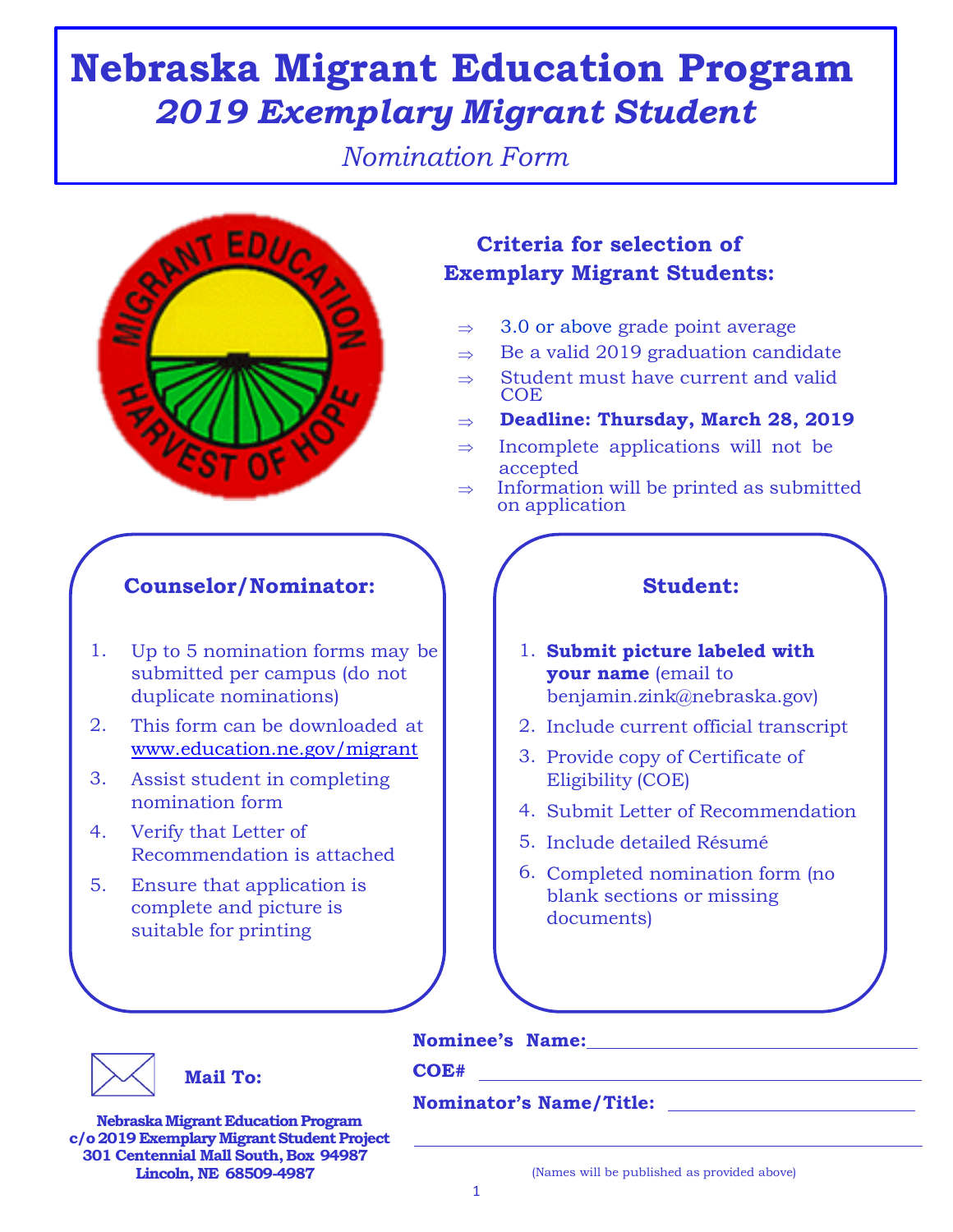# Nebraska Migrant Education Program

## *2019 Exemplary Migrant Student*

*Nomination Form*

### Criteria for selection of Exemplary Migrant Students:

- ⇒ 3.0 or above grade point average
- ⇒ Be a valid 2019 graduation candidate
- ⇒ Student must have current and valid COE
- ⇒ **Deadline: Thursday, March 28, 2019**
- ⇒ Incomplete applications will not be accepted
- ⇒ Information will be printed as submitted on application

### Counselor/Nominator:

1. Up to 5 nomination forms may be submitted per campus (do not duplicate nominations)
2. This form can be downloaded at www.education.ne.gov/migrant
3. Assist student in completing nomination form
4. Verify that Letter of Recommendation is attached
5. Ensure that application is complete and picture is suitable for printing

### Student:

1. **Submit picture labeled with your name** (email to benjamin.zink@nebraska.gov)
2. Include current official transcript
3. Provide copy of Certificate of Eligibility (COE)
4. Submit Letter of Recommendation
5. Include detailed Résumé
6. Completed nomination form (no blank sections or missing documents)

**Mail To:**

**Nebraska Migrant Education Program**
**c/o 2019 Exemplary Migrant Student Project**
**301 Centennial Mall South, Box 94987**
**Lincoln, NE 68509-4987**

**Nominee's Name:** ______________________________

**COE#** ______________________________

**Nominator's Name/Title:** ______________________________

______________________________

(Names will be published as provided above)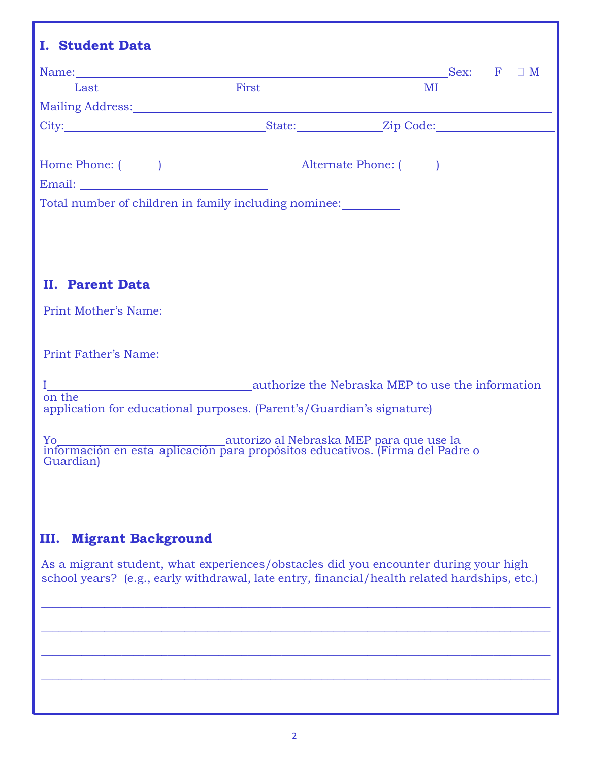## I. Student Data

Name:\_\_\_\_\_\_\_\_\_\_\_\_\_\_\_\_\_\_\_\_\_\_\_\_\_\_\_\_\_\_\_\_\_\_\_\_\_\_\_\_\_\_\_\_\_\_\_\_\_\_\_\_\_\_\_\_\_\_ Sex: F ☐ M

Last First MI

Mailing Address:\_\_\_\_\_\_\_\_\_\_\_\_\_\_\_\_\_\_\_\_\_\_\_\_\_\_\_\_\_\_\_\_\_\_\_\_\_\_\_\_\_\_\_\_\_\_\_\_\_\_\_\_\_\_\_\_\_\_\_\_\_\_

City:\_\_\_\_\_\_\_\_\_\_\_\_\_\_\_\_\_\_\_\_\_\_\_\_\_\_\_\_\_\_ State:\_\_\_\_\_\_\_\_\_\_\_\_\_ Zip Code:\_\_\_\_\_\_\_\_\_\_\_\_\_\_\_\_\_\_

Home Phone: (        )\_\_\_\_\_\_\_\_\_\_\_\_\_\_\_\_\_\_\_\_ Alternate Phone: (        )\_\_\_\_\_\_\_\_\_\_\_\_\_\_\_\_\_\_

Email: \_\_\_\_\_\_\_\_\_\_\_\_\_\_\_\_\_\_\_\_\_\_\_\_\_\_\_\_\_\_

Total number of children in family including nominee:\_\_\_\_\_\_\_\_\_

## II. Parent Data

Print Mother's Name:\_\_\_\_\_\_\_\_\_\_\_\_\_\_\_\_\_\_\_\_\_\_\_\_\_\_\_\_\_\_\_\_\_\_\_\_\_\_\_\_\_\_\_\_\_\_\_\_

Print Father's Name:\_\_\_\_\_\_\_\_\_\_\_\_\_\_\_\_\_\_\_\_\_\_\_\_\_\_\_\_\_\_\_\_\_\_\_\_\_\_\_\_\_\_\_\_\_\_\_\_

I\_\_\_\_\_\_\_\_\_\_\_\_\_\_\_\_\_\_\_\_\_\_\_\_\_\_\_\_\_\_\_\_\_\_ authorize the Nebraska MEP to use the information on the application for educational purposes. (Parent's/Guardian's signature)

Yo\_\_\_\_\_\_\_\_\_\_\_\_\_\_\_\_\_\_\_\_\_\_\_\_\_\_\_\_\_\_ autorizo al Nebraska MEP para que use la información en esta aplicación para propósitos educativos. (Firma del Padre o Guardian)

## III. Migrant Background

As a migrant student, what experiences/obstacles did you encounter during your high school years? (e.g., early withdrawal, late entry, financial/health related hardships, etc.)

\_\_\_\_\_\_\_\_\_\_\_\_\_\_\_\_\_\_\_\_\_\_\_\_\_\_\_\_\_\_\_\_\_\_\_\_\_\_\_\_\_\_\_\_\_\_\_\_\_\_\_\_\_\_\_\_\_\_\_\_\_\_\_\_\_\_\_\_\_\_\_\_\_\_\_\_

\_\_\_\_\_\_\_\_\_\_\_\_\_\_\_\_\_\_\_\_\_\_\_\_\_\_\_\_\_\_\_\_\_\_\_\_\_\_\_\_\_\_\_\_\_\_\_\_\_\_\_\_\_\_\_\_\_\_\_\_\_\_\_\_\_\_\_\_\_\_\_\_\_\_\_\_

\_\_\_\_\_\_\_\_\_\_\_\_\_\_\_\_\_\_\_\_\_\_\_\_\_\_\_\_\_\_\_\_\_\_\_\_\_\_\_\_\_\_\_\_\_\_\_\_\_\_\_\_\_\_\_\_\_\_\_\_\_\_\_\_\_\_\_\_\_\_\_\_\_\_\_\_

\_\_\_\_\_\_\_\_\_\_\_\_\_\_\_\_\_\_\_\_\_\_\_\_\_\_\_\_\_\_\_\_\_\_\_\_\_\_\_\_\_\_\_\_\_\_\_\_\_\_\_\_\_\_\_\_\_\_\_\_\_\_\_\_\_\_\_\_\_\_\_\_\_\_\_\_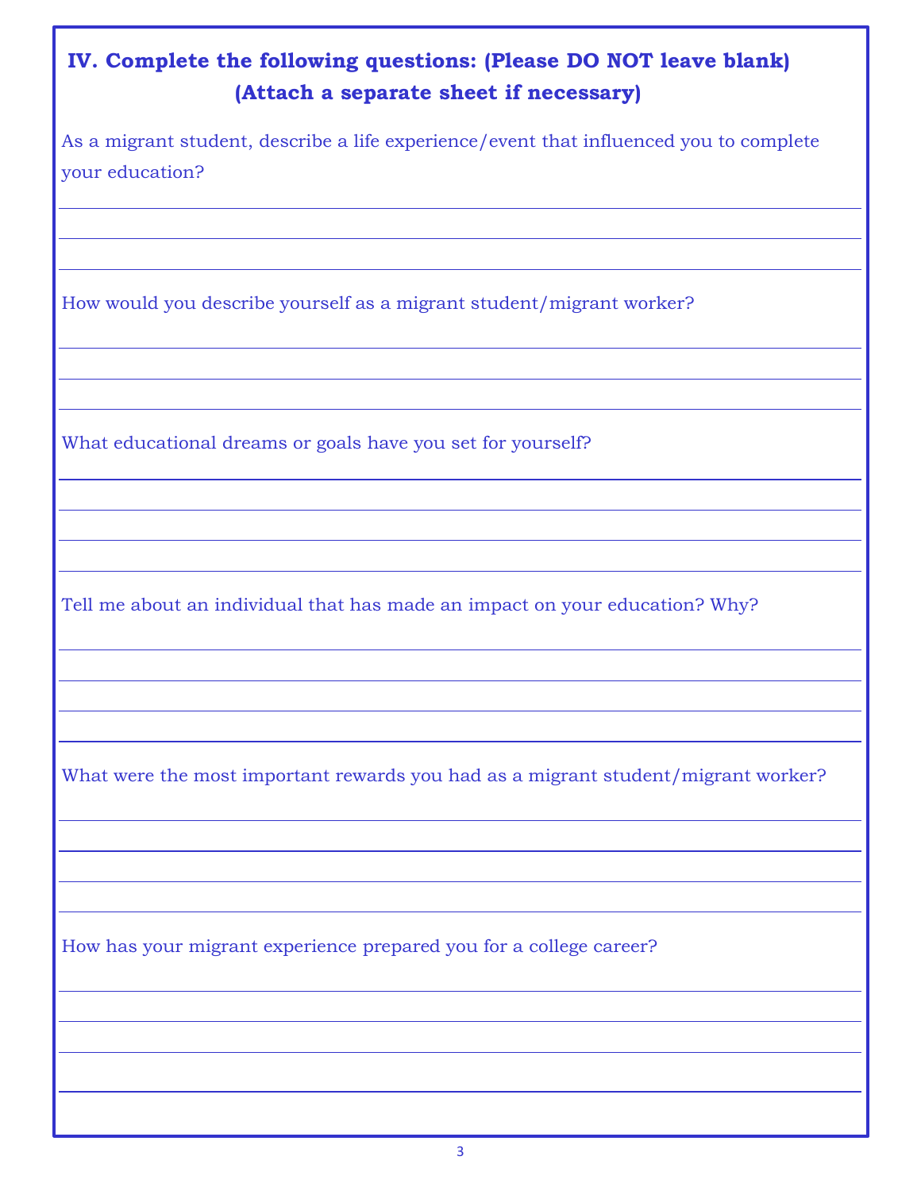## IV. Complete the following questions: (Please DO NOT leave blank) (Attach a separate sheet if necessary)

As a migrant student, describe a life experience/event that influenced you to complete your education?

______________________________________________________________________

______________________________________________________________________

______________________________________________________________________

How would you describe yourself as a migrant student/migrant worker?

______________________________________________________________________

______________________________________________________________________

______________________________________________________________________

What educational dreams or goals have you set for yourself?

______________________________________________________________________

______________________________________________________________________

______________________________________________________________________

______________________________________________________________________

Tell me about an individual that has made an impact on your education? Why?

______________________________________________________________________

______________________________________________________________________

______________________________________________________________________

______________________________________________________________________

What were the most important rewards you had as a migrant student/migrant worker?

______________________________________________________________________

______________________________________________________________________

______________________________________________________________________

______________________________________________________________________

How has your migrant experience prepared you for a college career?

______________________________________________________________________

______________________________________________________________________

______________________________________________________________________

______________________________________________________________________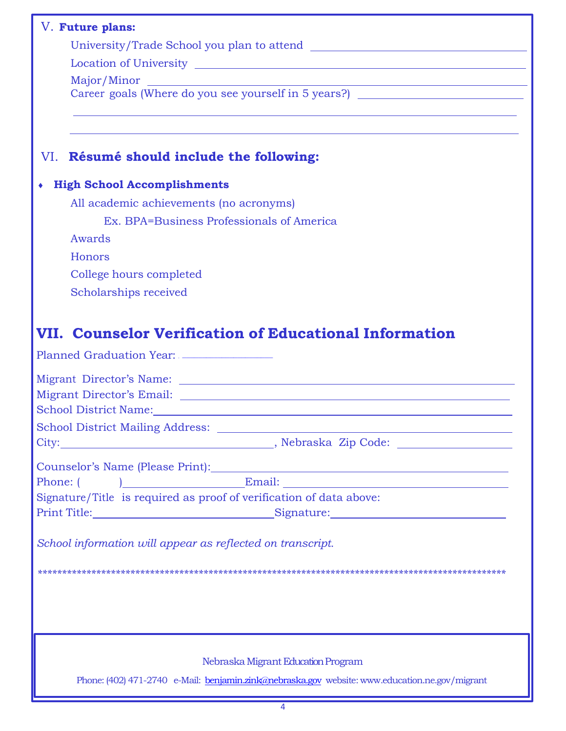## V. **Future plans:**

University/Trade School you plan to attend ______________________________

Location of University ______________________________

Major/Minor ______________________________

Career goals (Where do you see yourself in 5 years?) ______________________________

______________________________

______________________________

## VI. **Résumé should include the following:**

- **High School Accomplishments**

  All academic achievements (no acronyms)

  Ex. BPA=Business Professionals of America

  Awards

  Honors

  College hours completed

  Scholarships received

## VII. Counselor Verification of Educational Information

Planned Graduation Year: ______________

Migrant Director's Name: ______________________________

Migrant Director's Email: ______________________________

School District Name: ______________________________

School District Mailing Address: ______________________________

City: ______________________________, Nebraska Zip Code: ______________

Counselor's Name (Please Print): ______________________________

Phone: ( ) ______________ Email: ______________________________

Signature/Title is required as proof of verification of data above:

Print Title: ______________________ Signature: ______________________

*School information will appear as reflected on transcript.*

*****************************************************************************************************

Nebraska Migrant Education Program

Phone: (402) 471-2740 e-Mail: benjamin.zink@nebraska.gov website: www.education.ne.gov/migrant